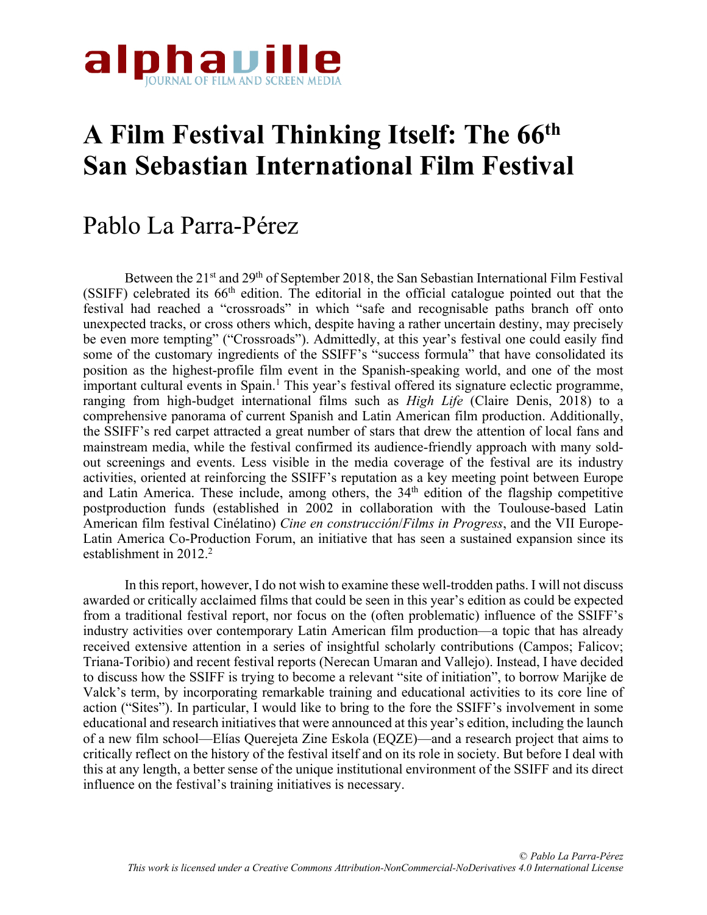# A Film Festival Thinking Itself: The 66th San Sebastian International Film Festival

## Pablo La Parra-Pérez

Between the 21st and 29th of September 2018, the San Sebastian International Film Festival (SSIFF) celebrated its 66th edition. The editorial in the official catalogue pointed out that the festival had reached a "crossroads" in which "safe and recognisable paths branch off onto unexpected tracks, or cross others which, despite having a rather uncertain destiny, may precisely be even more tempting" ("Crossroads"). Admittedly, at this year's festival one could easily find some of the customary ingredients of the SSIFF's "success formula" that have consolidated its position as the highest-profile film event in the Spanish-speaking world, and one of the most important cultural events in Spain.[1] This year's festival offered its signature eclectic programme, ranging from high-budget international films such as *High Life* (Claire Denis, 2018) to a comprehensive panorama of current Spanish and Latin American film production. Additionally, the SSIFF's red carpet attracted a great number of stars that drew the attention of local fans and mainstream media, while the festival confirmed its audience-friendly approach with many sold-out screenings and events. Less visible in the media coverage of the festival are its industry activities, oriented at reinforcing the SSIFF's reputation as a key meeting point between Europe and Latin America. These include, among others, the 34th edition of the flagship competitive postproduction funds (established in 2002 in collaboration with the Toulouse-based Latin American film festival Cinélatino) *Cine en construcción*/*Films in Progress*, and the VII Europe-Latin America Co-Production Forum, an initiative that has seen a sustained expansion since its establishment in 2012.[2]

In this report, however, I do not wish to examine these well-trodden paths. I will not discuss awarded or critically acclaimed films that could be seen in this year's edition as could be expected from a traditional festival report, nor focus on the (often problematic) influence of the SSIFF's industry activities over contemporary Latin American film production—a topic that has already received extensive attention in a series of insightful scholarly contributions (Campos; Falicov; Triana-Toribio) and recent festival reports (Nerecan Umaran and Vallejo). Instead, I have decided to discuss how the SSIFF is trying to become a relevant "site of initiation", to borrow Marijke de Valck's term, by incorporating remarkable training and educational activities to its core line of action ("Sites"). In particular, I would like to bring to the fore the SSIFF's involvement in some educational and research initiatives that were announced at this year's edition, including the launch of a new film school—Elías Querejeta Zine Eskola (EQZE)—and a research project that aims to critically reflect on the history of the festival itself and on its role in society. But before I deal with this at any length, a better sense of the unique institutional environment of the SSIFF and its direct influence on the festival's training initiatives is necessary.

*© Pablo La Parra-Pérez*
*This work is licensed under a Creative Commons Attribution-NonCommercial-NoDerivatives 4.0 International License*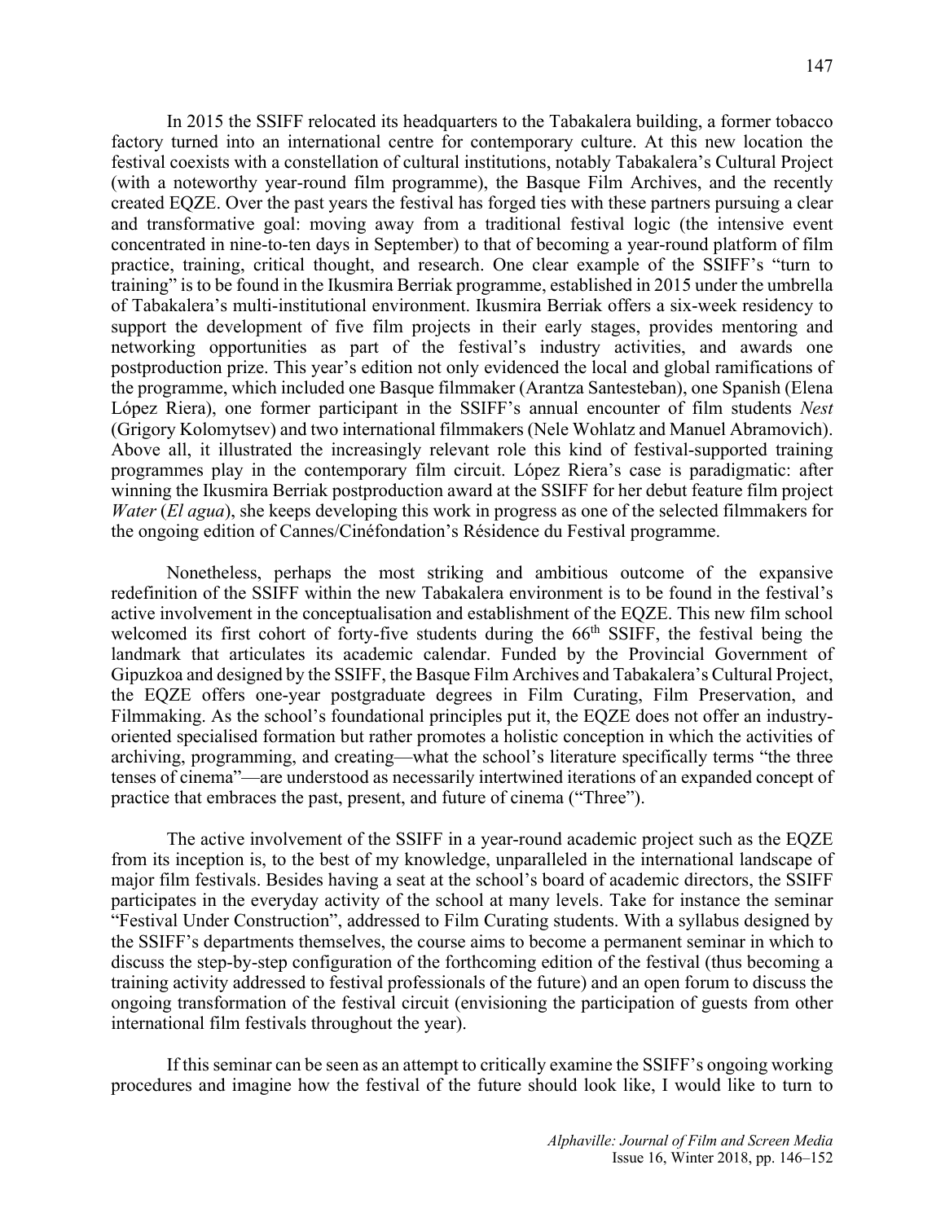In 2015 the SSIFF relocated its headquarters to the Tabakalera building, a former tobacco factory turned into an international centre for contemporary culture. At this new location the festival coexists with a constellation of cultural institutions, notably Tabakalera's Cultural Project (with a noteworthy year-round film programme), the Basque Film Archives, and the recently created EQZE. Over the past years the festival has forged ties with these partners pursuing a clear and transformative goal: moving away from a traditional festival logic (the intensive event concentrated in nine-to-ten days in September) to that of becoming a year-round platform of film practice, training, critical thought, and research. One clear example of the SSIFF's "turn to training" is to be found in the Ikusmira Berriak programme, established in 2015 under the umbrella of Tabakalera's multi-institutional environment. Ikusmira Berriak offers a six-week residency to support the development of five film projects in their early stages, provides mentoring and networking opportunities as part of the festival's industry activities, and awards one postproduction prize. This year's edition not only evidenced the local and global ramifications of the programme, which included one Basque filmmaker (Arantza Santesteban), one Spanish (Elena López Riera), one former participant in the SSIFF's annual encounter of film students *Nest* (Grigory Kolomytsev) and two international filmmakers (Nele Wohlatz and Manuel Abramovich). Above all, it illustrated the increasingly relevant role this kind of festival-supported training programmes play in the contemporary film circuit. López Riera's case is paradigmatic: after winning the Ikusmira Berriak postproduction award at the SSIFF for her debut feature film project *Water* (*El agua*), she keeps developing this work in progress as one of the selected filmmakers for the ongoing edition of Cannes/Cinéfondation's Résidence du Festival programme.

Nonetheless, perhaps the most striking and ambitious outcome of the expansive redefinition of the SSIFF within the new Tabakalera environment is to be found in the festival's active involvement in the conceptualisation and establishment of the EQZE. This new film school welcomed its first cohort of forty-five students during the 66th SSIFF, the festival being the landmark that articulates its academic calendar. Funded by the Provincial Government of Gipuzkoa and designed by the SSIFF, the Basque Film Archives and Tabakalera's Cultural Project, the EQZE offers one-year postgraduate degrees in Film Curating, Film Preservation, and Filmmaking. As the school's foundational principles put it, the EQZE does not offer an industry-oriented specialised formation but rather promotes a holistic conception in which the activities of archiving, programming, and creating—what the school's literature specifically terms "the three tenses of cinema"—are understood as necessarily intertwined iterations of an expanded concept of practice that embraces the past, present, and future of cinema ("Three").

The active involvement of the SSIFF in a year-round academic project such as the EQZE from its inception is, to the best of my knowledge, unparalleled in the international landscape of major film festivals. Besides having a seat at the school's board of academic directors, the SSIFF participates in the everyday activity of the school at many levels. Take for instance the seminar "Festival Under Construction", addressed to Film Curating students. With a syllabus designed by the SSIFF's departments themselves, the course aims to become a permanent seminar in which to discuss the step-by-step configuration of the forthcoming edition of the festival (thus becoming a training activity addressed to festival professionals of the future) and an open forum to discuss the ongoing transformation of the festival circuit (envisioning the participation of guests from other international film festivals throughout the year).

If this seminar can be seen as an attempt to critically examine the SSIFF's ongoing working procedures and imagine how the festival of the future should look like, I would like to turn to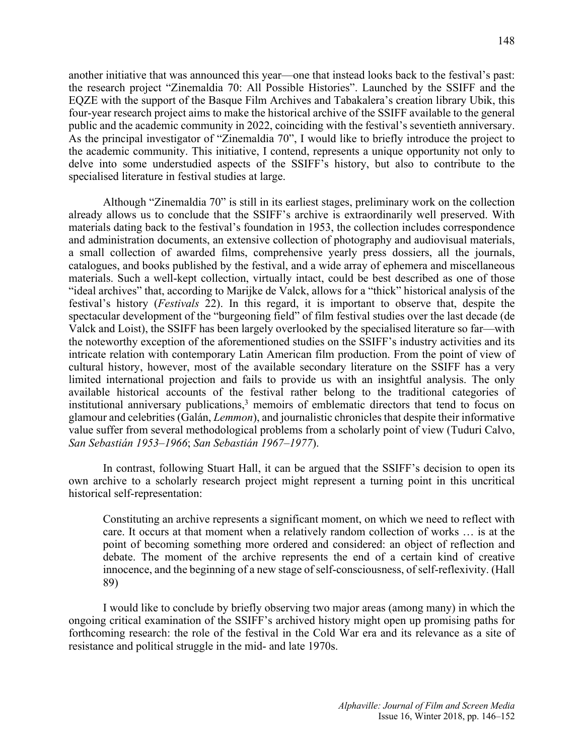another initiative that was announced this year—one that instead looks back to the festival's past: the research project "Zinemaldia 70: All Possible Histories". Launched by the SSIFF and the EQZE with the support of the Basque Film Archives and Tabakalera's creation library Ubik, this four-year research project aims to make the historical archive of the SSIFF available to the general public and the academic community in 2022, coinciding with the festival's seventieth anniversary. As the principal investigator of "Zinemaldia 70", I would like to briefly introduce the project to the academic community. This initiative, I contend, represents a unique opportunity not only to delve into some understudied aspects of the SSIFF's history, but also to contribute to the specialised literature in festival studies at large.

Although "Zinemaldia 70" is still in its earliest stages, preliminary work on the collection already allows us to conclude that the SSIFF's archive is extraordinarily well preserved. With materials dating back to the festival's foundation in 1953, the collection includes correspondence and administration documents, an extensive collection of photography and audiovisual materials, a small collection of awarded films, comprehensive yearly press dossiers, all the journals, catalogues, and books published by the festival, and a wide array of ephemera and miscellaneous materials. Such a well-kept collection, virtually intact, could be best described as one of those "ideal archives" that, according to Marijke de Valck, allows for a "thick" historical analysis of the festival's history (*Festivals* 22). In this regard, it is important to observe that, despite the spectacular development of the "burgeoning field" of film festival studies over the last decade (de Valck and Loist), the SSIFF has been largely overlooked by the specialised literature so far—with the noteworthy exception of the aforementioned studies on the SSIFF's industry activities and its intricate relation with contemporary Latin American film production. From the point of view of cultural history, however, most of the available secondary literature on the SSIFF has a very limited international projection and fails to provide us with an insightful analysis. The only available historical accounts of the festival rather belong to the traditional categories of institutional anniversary publications,[3] memoirs of emblematic directors that tend to focus on glamour and celebrities (Galán, *Lemmon*), and journalistic chronicles that despite their informative value suffer from several methodological problems from a scholarly point of view (Tuduri Calvo, *San Sebastián 1953–1966*; *San Sebastián 1967–1977*).

In contrast, following Stuart Hall, it can be argued that the SSIFF's decision to open its own archive to a scholarly research project might represent a turning point in this uncritical historical self-representation:

> Constituting an archive represents a significant moment, on which we need to reflect with care. It occurs at that moment when a relatively random collection of works … is at the point of becoming something more ordered and considered: an object of reflection and debate. The moment of the archive represents the end of a certain kind of creative innocence, and the beginning of a new stage of self-consciousness, of self-reflexivity. (Hall 89)

I would like to conclude by briefly observing two major areas (among many) in which the ongoing critical examination of the SSIFF's archived history might open up promising paths for forthcoming research: the role of the festival in the Cold War era and its relevance as a site of resistance and political struggle in the mid- and late 1970s.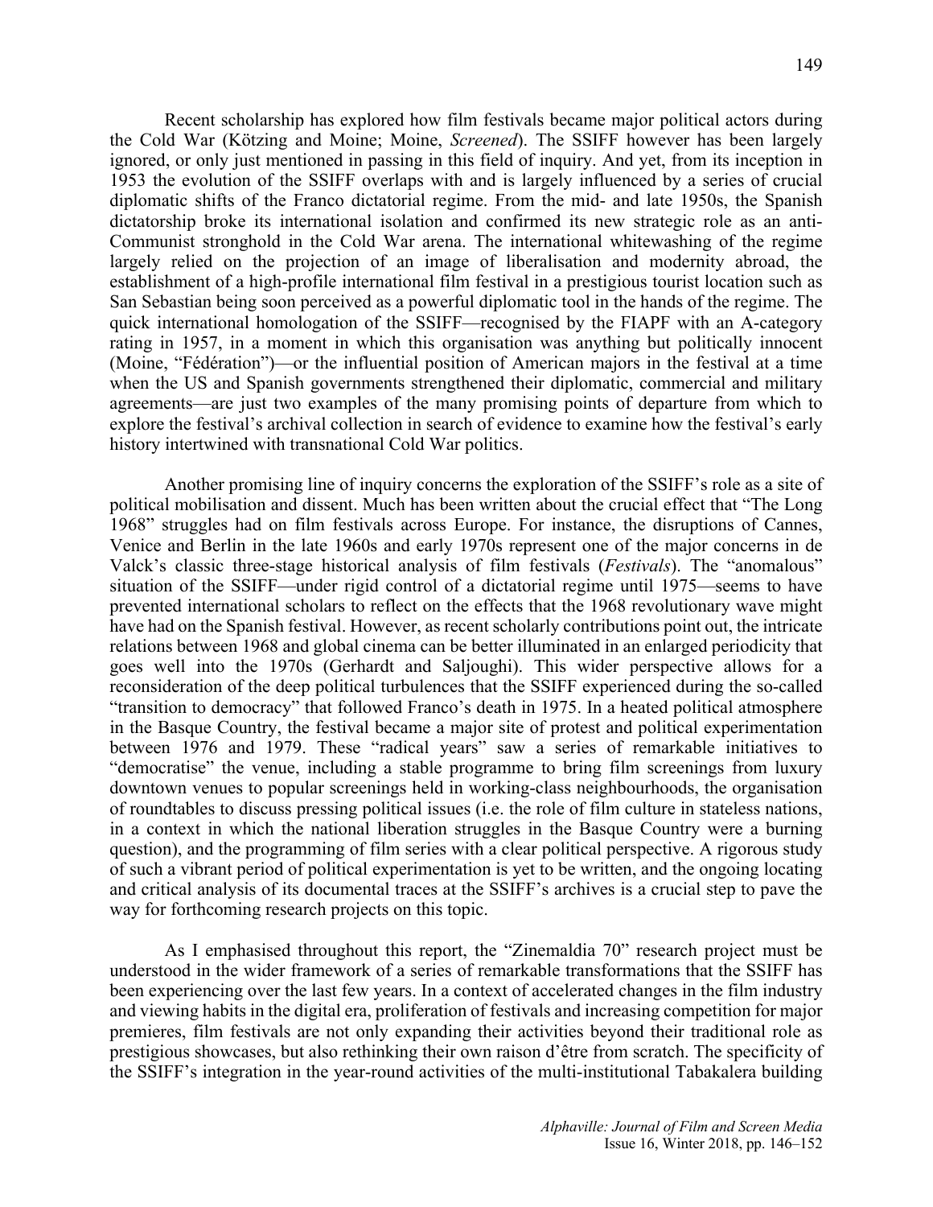Recent scholarship has explored how film festivals became major political actors during the Cold War (Kötzing and Moine; Moine, *Screened*). The SSIFF however has been largely ignored, or only just mentioned in passing in this field of inquiry. And yet, from its inception in 1953 the evolution of the SSIFF overlaps with and is largely influenced by a series of crucial diplomatic shifts of the Franco dictatorial regime. From the mid- and late 1950s, the Spanish dictatorship broke its international isolation and confirmed its new strategic role as an anti-Communist stronghold in the Cold War arena. The international whitewashing of the regime largely relied on the projection of an image of liberalisation and modernity abroad, the establishment of a high-profile international film festival in a prestigious tourist location such as San Sebastian being soon perceived as a powerful diplomatic tool in the hands of the regime. The quick international homologation of the SSIFF—recognised by the FIAPF with an A-category rating in 1957, in a moment in which this organisation was anything but politically innocent (Moine, "Fédération")—or the influential position of American majors in the festival at a time when the US and Spanish governments strengthened their diplomatic, commercial and military agreements—are just two examples of the many promising points of departure from which to explore the festival's archival collection in search of evidence to examine how the festival's early history intertwined with transnational Cold War politics.

Another promising line of inquiry concerns the exploration of the SSIFF's role as a site of political mobilisation and dissent. Much has been written about the crucial effect that "The Long 1968" struggles had on film festivals across Europe. For instance, the disruptions of Cannes, Venice and Berlin in the late 1960s and early 1970s represent one of the major concerns in de Valck's classic three-stage historical analysis of film festivals (*Festivals*). The "anomalous" situation of the SSIFF—under rigid control of a dictatorial regime until 1975—seems to have prevented international scholars to reflect on the effects that the 1968 revolutionary wave might have had on the Spanish festival. However, as recent scholarly contributions point out, the intricate relations between 1968 and global cinema can be better illuminated in an enlarged periodicity that goes well into the 1970s (Gerhardt and Saljoughi). This wider perspective allows for a reconsideration of the deep political turbulences that the SSIFF experienced during the so-called "transition to democracy" that followed Franco's death in 1975. In a heated political atmosphere in the Basque Country, the festival became a major site of protest and political experimentation between 1976 and 1979. These "radical years" saw a series of remarkable initiatives to "democratise" the venue, including a stable programme to bring film screenings from luxury downtown venues to popular screenings held in working-class neighbourhoods, the organisation of roundtables to discuss pressing political issues (i.e. the role of film culture in stateless nations, in a context in which the national liberation struggles in the Basque Country were a burning question), and the programming of film series with a clear political perspective. A rigorous study of such a vibrant period of political experimentation is yet to be written, and the ongoing locating and critical analysis of its documental traces at the SSIFF's archives is a crucial step to pave the way for forthcoming research projects on this topic.

As I emphasised throughout this report, the "Zinemaldia 70" research project must be understood in the wider framework of a series of remarkable transformations that the SSIFF has been experiencing over the last few years. In a context of accelerated changes in the film industry and viewing habits in the digital era, proliferation of festivals and increasing competition for major premieres, film festivals are not only expanding their activities beyond their traditional role as prestigious showcases, but also rethinking their own raison d'être from scratch. The specificity of the SSIFF's integration in the year-round activities of the multi-institutional Tabakalera building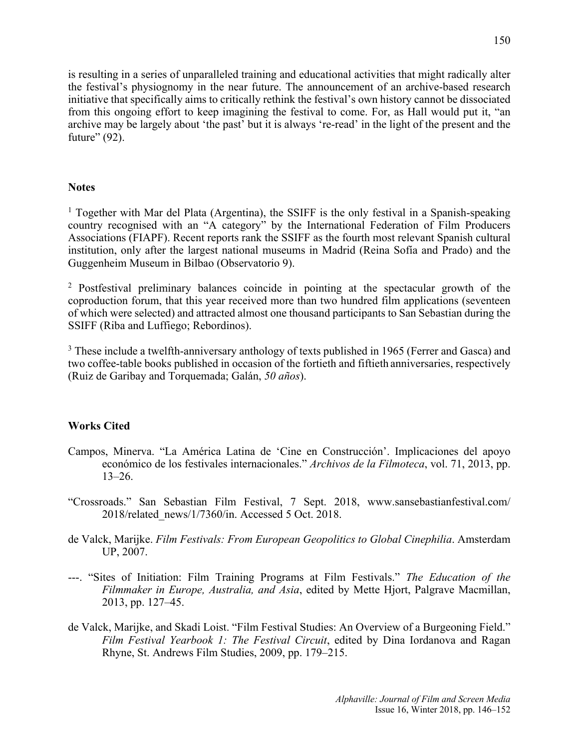is resulting in a series of unparalleled training and educational activities that might radically alter the festival's physiognomy in the near future. The announcement of an archive-based research initiative that specifically aims to critically rethink the festival's own history cannot be dissociated from this ongoing effort to keep imagining the festival to come. For, as Hall would put it, "an archive may be largely about 'the past' but it is always 're-read' in the light of the present and the future" (92).

## Notes

[1] Together with Mar del Plata (Argentina), the SSIFF is the only festival in a Spanish-speaking country recognised with an "A category" by the International Federation of Film Producers Associations (FIAPF). Recent reports rank the SSIFF as the fourth most relevant Spanish cultural institution, only after the largest national museums in Madrid (Reina Sofía and Prado) and the Guggenheim Museum in Bilbao (Observatorio 9).

[2] Postfestival preliminary balances coincide in pointing at the spectacular growth of the coproduction forum, that this year received more than two hundred film applications (seventeen of which were selected) and attracted almost one thousand participants to San Sebastian during the SSIFF (Riba and Luffiego; Rebordinos).

[3] These include a twelfth-anniversary anthology of texts published in 1965 (Ferrer and Gasca) and two coffee-table books published in occasion of the fortieth and fiftieth anniversaries, respectively (Ruiz de Garibay and Torquemada; Galán, *50 años*).

## Works Cited

Campos, Minerva. "La América Latina de 'Cine en Construcción'. Implicaciones del apoyo económico de los festivales internacionales." *Archivos de la Filmoteca*, vol. 71, 2013, pp. 13–26.

"Crossroads." San Sebastian Film Festival, 7 Sept. 2018, www.sansebastianfestival.com/2018/related_news/1/7360/in. Accessed 5 Oct. 2018.

de Valck, Marijke. *Film Festivals: From European Geopolitics to Global Cinephilia*. Amsterdam UP, 2007.

---. "Sites of Initiation: Film Training Programs at Film Festivals." *The Education of the Filmmaker in Europe, Australia, and Asia*, edited by Mette Hjort, Palgrave Macmillan, 2013, pp. 127–45.

de Valck, Marijke, and Skadi Loist. "Film Festival Studies: An Overview of a Burgeoning Field." *Film Festival Yearbook 1: The Festival Circuit*, edited by Dina Iordanova and Ragan Rhyne, St. Andrews Film Studies, 2009, pp. 179–215.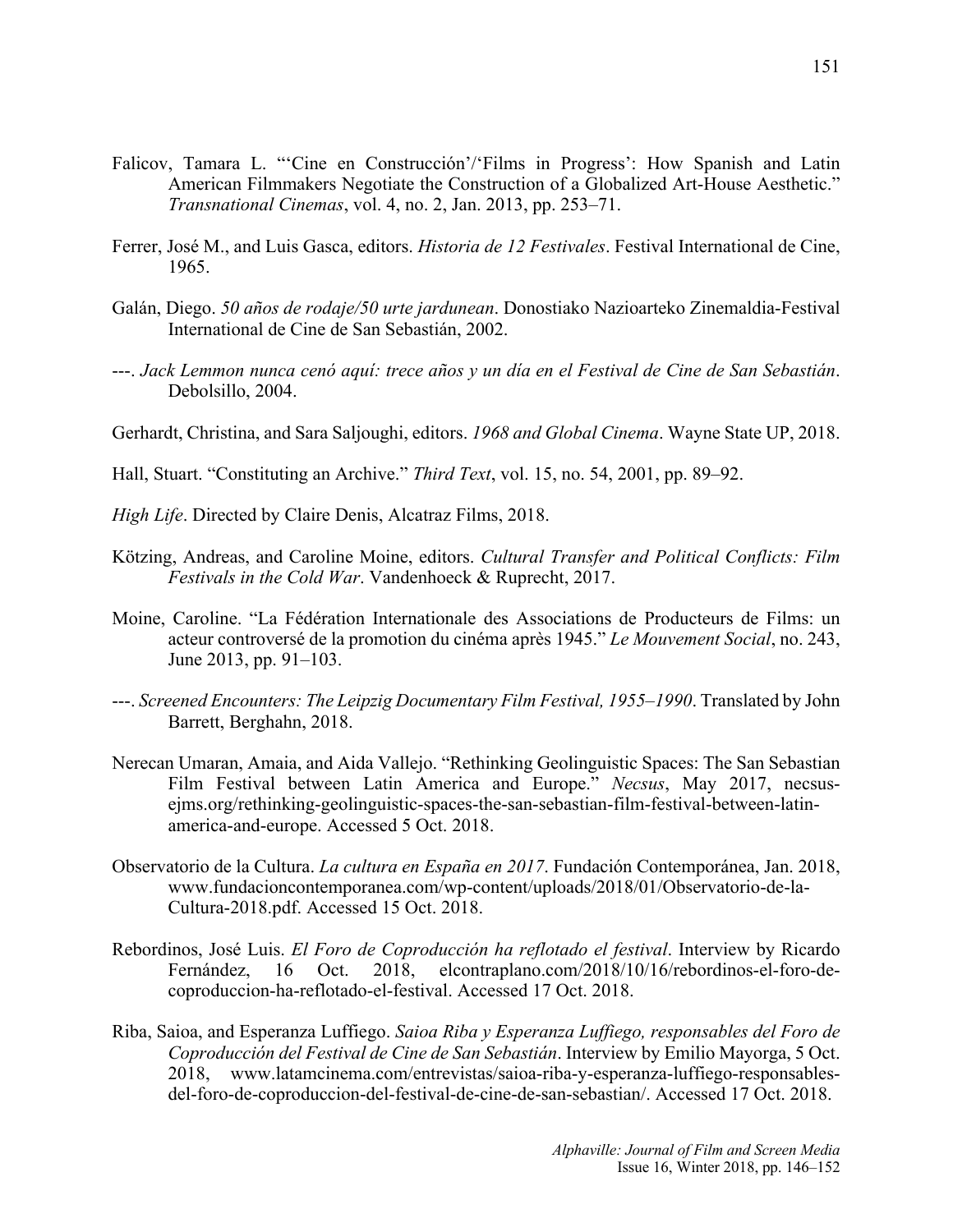Falicov, Tamara L. "'Cine en Construcción'/'Films in Progress': How Spanish and Latin American Filmmakers Negotiate the Construction of a Globalized Art-House Aesthetic." *Transnational Cinemas*, vol. 4, no. 2, Jan. 2013, pp. 253–71.

Ferrer, José M., and Luis Gasca, editors. *Historia de 12 Festivales*. Festival International de Cine, 1965.

Galán, Diego. *50 años de rodaje/50 urte jardunean*. Donostiako Nazioarteko Zinemaldia-Festival International de Cine de San Sebastián, 2002.

---. *Jack Lemmon nunca cenó aquí: trece años y un día en el Festival de Cine de San Sebastián*. Debolsillo, 2004.

Gerhardt, Christina, and Sara Saljoughi, editors. *1968 and Global Cinema*. Wayne State UP, 2018.

Hall, Stuart. "Constituting an Archive." *Third Text*, vol. 15, no. 54, 2001, pp. 89–92.

*High Life*. Directed by Claire Denis, Alcatraz Films, 2018.

Kötzing, Andreas, and Caroline Moine, editors. *Cultural Transfer and Political Conflicts: Film Festivals in the Cold War*. Vandenhoeck & Ruprecht, 2017.

Moine, Caroline. "La Fédération Internationale des Associations de Producteurs de Films: un acteur controversé de la promotion du cinéma après 1945." *Le Mouvement Social*, no. 243, June 2013, pp. 91–103.

---. *Screened Encounters: The Leipzig Documentary Film Festival, 1955–1990*. Translated by John Barrett, Berghahn, 2018.

Nerecan Umaran, Amaia, and Aida Vallejo. "Rethinking Geolinguistic Spaces: The San Sebastian Film Festival between Latin America and Europe." *Necsus*, May 2017, necsus-ejms.org/rethinking-geolinguistic-spaces-the-san-sebastian-film-festival-between-latin-america-and-europe. Accessed 5 Oct. 2018.

Observatorio de la Cultura. *La cultura en España en 2017*. Fundación Contemporánea, Jan. 2018, www.fundacioncontemporanea.com/wp-content/uploads/2018/01/Observatorio-de-la-Cultura-2018.pdf. Accessed 15 Oct. 2018.

Rebordinos, José Luis. *El Foro de Coproducción ha reflotado el festival*. Interview by Ricardo Fernández, 16 Oct. 2018, elcontraplano.com/2018/10/16/rebordinos-el-foro-de-coproduccion-ha-reflotado-el-festival. Accessed 17 Oct. 2018.

Riba, Saioa, and Esperanza Luffiego. *Saioa Riba y Esperanza Luffiego, responsables del Foro de Coproducción del Festival de Cine de San Sebastián*. Interview by Emilio Mayorga, 5 Oct. 2018, www.latamcinema.com/entrevistas/saioa-riba-y-esperanza-luffiego-responsables-del-foro-de-coproduccion-del-festival-de-cine-de-san-sebastian/. Accessed 17 Oct. 2018.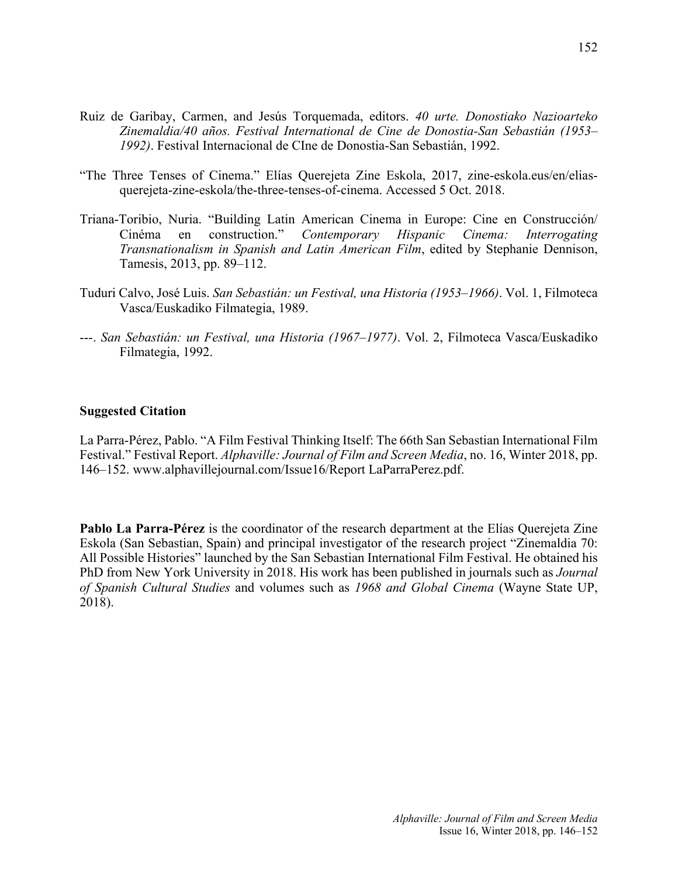Ruiz de Garibay, Carmen, and Jesús Torquemada, editors. *40 urte. Donostiako Nazioarteko Zinemaldia/40 años. Festival International de Cine de Donostia-San Sebastián (1953–1992)*. Festival Internacional de CIne de Donostia-San Sebastián, 1992.

"The Three Tenses of Cinema." Elías Querejeta Zine Eskola, 2017, zine-eskola.eus/en/elias-querejeta-zine-eskola/the-three-tenses-of-cinema. Accessed 5 Oct. 2018.

Triana-Toribio, Nuria. "Building Latin American Cinema in Europe: Cine en Construcción/ Cinéma en construction." *Contemporary Hispanic Cinema: Interrogating Transnationalism in Spanish and Latin American Film*, edited by Stephanie Dennison, Tamesis, 2013, pp. 89–112.

Tuduri Calvo, José Luis. *San Sebastián: un Festival, una Historia (1953–1966)*. Vol. 1, Filmoteca Vasca/Euskadiko Filmategia, 1989.

---. *San Sebastián: un Festival, una Historia (1967–1977)*. Vol. 2, Filmoteca Vasca/Euskadiko Filmategia, 1992.

**Suggested Citation**

La Parra-Pérez, Pablo. "A Film Festival Thinking Itself: The 66th San Sebastian International Film Festival." Festival Report. *Alphaville: Journal of Film and Screen Media*, no. 16, Winter 2018, pp. 146–152. www.alphavillejournal.com/Issue16/Report LaParraPerez.pdf.

**Pablo La Parra-Pérez** is the coordinator of the research department at the Elías Querejeta Zine Eskola (San Sebastian, Spain) and principal investigator of the research project "Zinemaldia 70: All Possible Histories" launched by the San Sebastian International Film Festival. He obtained his PhD from New York University in 2018. His work has been published in journals such as *Journal of Spanish Cultural Studies* and volumes such as *1968 and Global Cinema* (Wayne State UP, 2018).